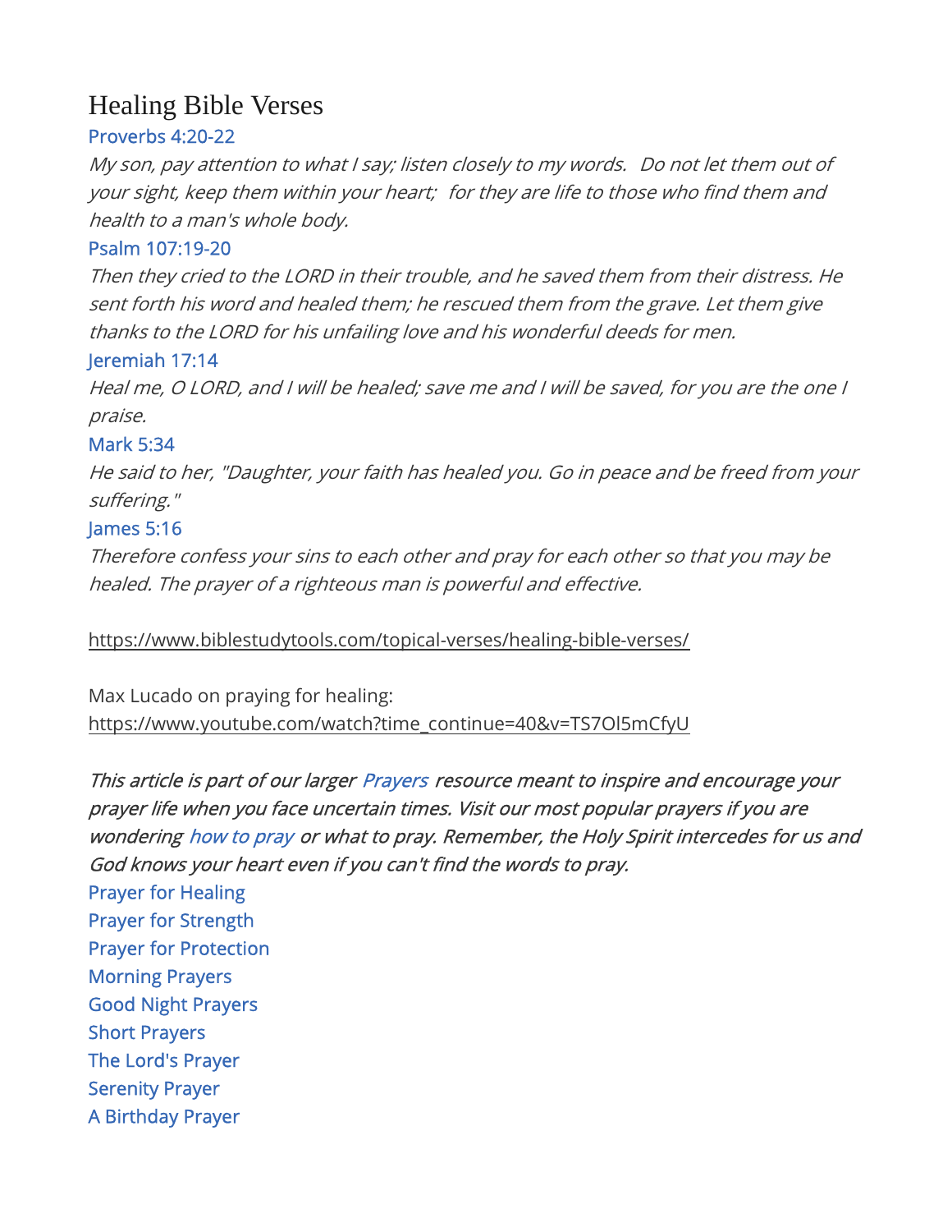# Healing Bible Verses

Proverbs 4:20-22

*My son, pay attention to what I say; listen closely to my words.  Do not let them out of your sight, keep them within your heart;  for they are life to those who find them and health to a man's whole body.*

Psalm 107:19-20

*Then they cried to the LORD in their trouble, and he saved them from their distress. He sent forth his word and healed them; he rescued them from the grave. Let them give thanks to the LORD for his unfailing love and his wonderful deeds for men.*

Jeremiah 17:14

*Heal me, O LORD, and I will be healed; save me and I will be saved, for you are the one I praise.*

Mark 5:34

*He said to her, "Daughter, your faith has healed you. Go in peace and be freed from your suffering."*

James 5:16

*Therefore confess your sins to each other and pray for each other so that you may be healed. The prayer of a righteous man is powerful and effective.*

https://www.biblestudytools.com/topical-verses/healing-bible-verses/

Max Lucado on praying for healing:
https://www.youtube.com/watch?time_continue=40&v=TS7Ol5mCfyU

*This article is part of our larger Prayers resource meant to inspire and encourage your prayer life when you face uncertain times. Visit our most popular prayers if you are wondering how to pray or what to pray. Remember, the Holy Spirit intercedes for us and God knows your heart even if you can't find the words to pray.*

Prayer for Healing
Prayer for Strength
Prayer for Protection
Morning Prayers
Good Night Prayers
Short Prayers
The Lord's Prayer
Serenity Prayer
A Birthday Prayer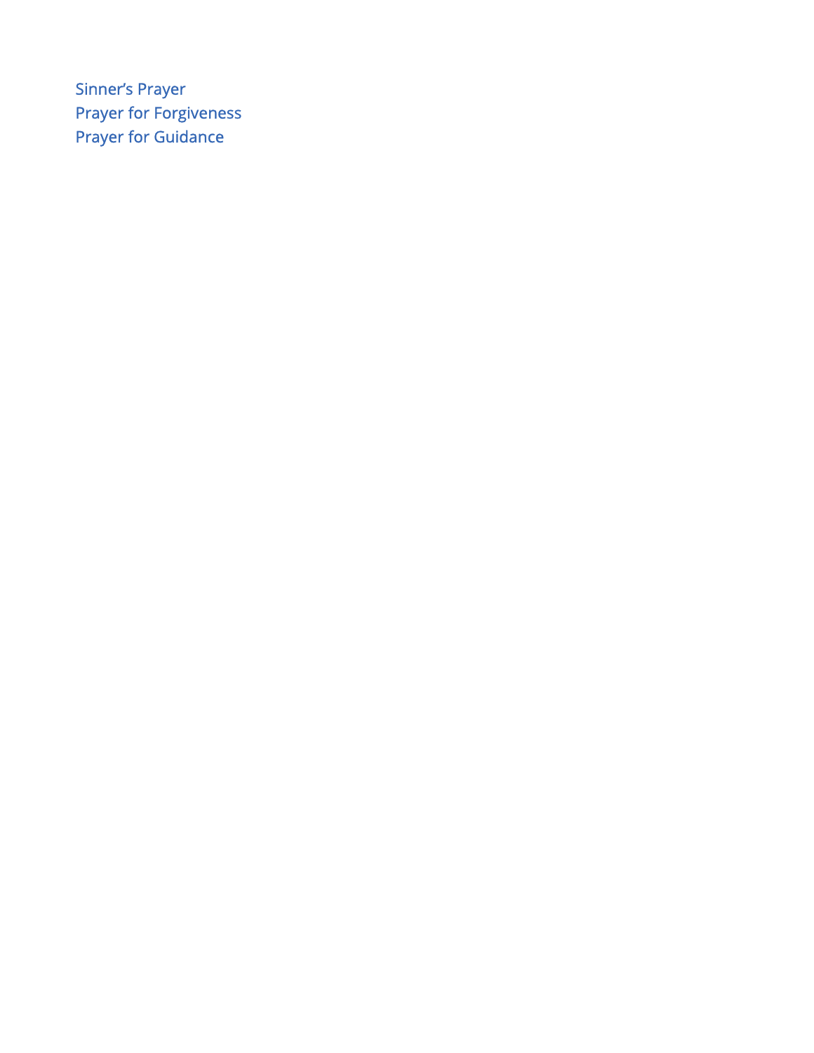Sinner’s Prayer
Prayer for Forgiveness
Prayer for Guidance